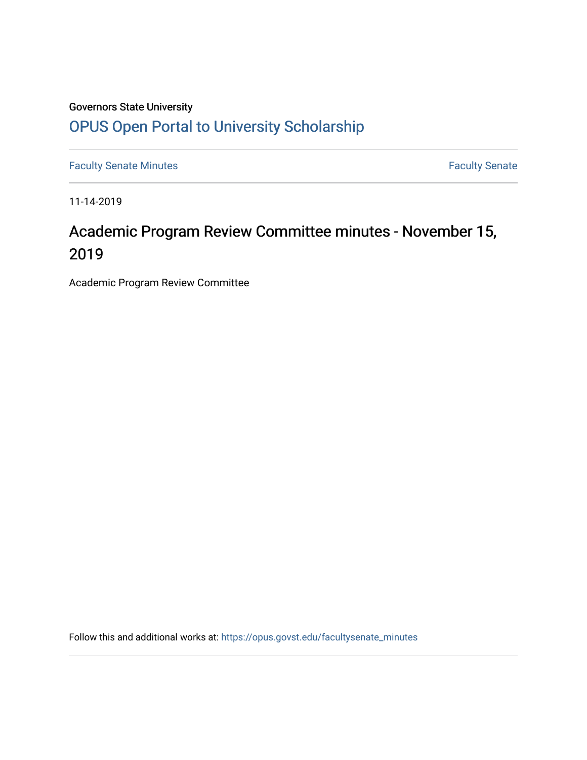Governors State University

[OPUS Open Portal to University Scholarship](https://opus.govst.edu/)

[Faculty Senate Minutes](https://opus.govst.edu/facultysenate_minutes) | [Faculty Senate](https://opus.govst.edu/facultysenate)

11-14-2019

# Academic Program Review Committee minutes - November 15, 2019

Academic Program Review Committee

Follow this and additional works at: https://opus.govst.edu/facultysenate_minutes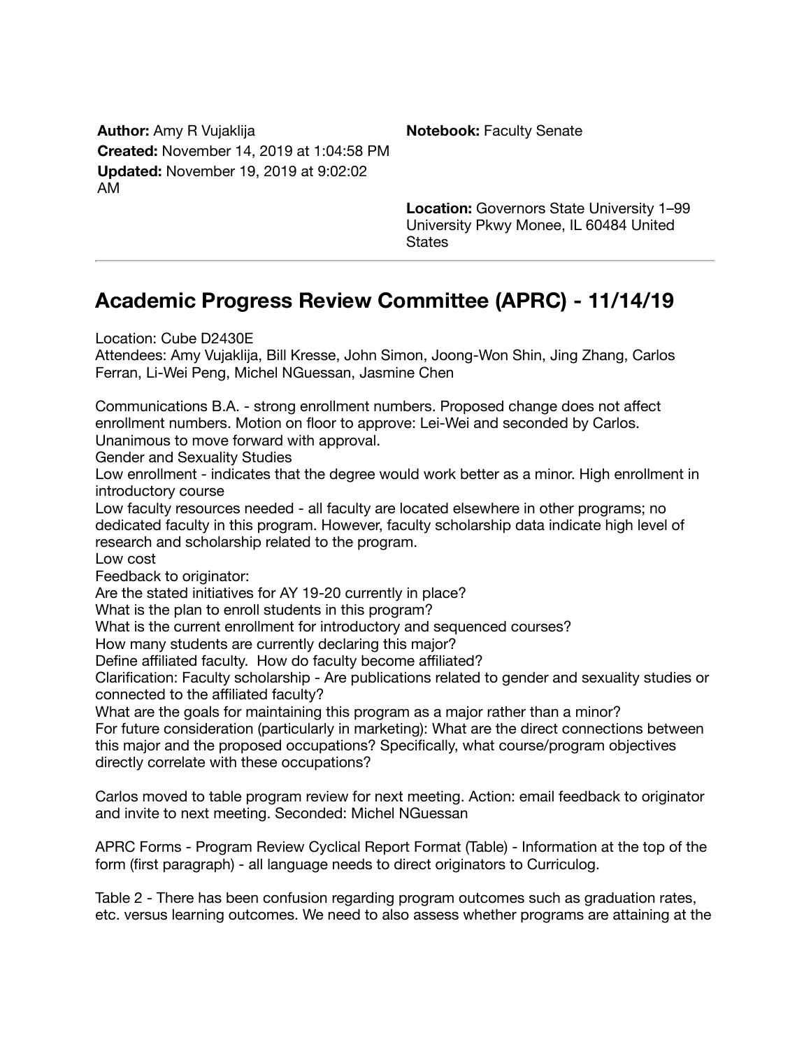**Author:** Amy R Vujaklija
**Created:** November 14, 2019 at 1:04:58 PM
**Updated:** November 19, 2019 at 9:02:02 AM

**Notebook:** Faculty Senate

**Location:** Governors State University 1–99 University Pkwy Monee, IL 60484 United States

---

## Academic Progress Review Committee (APRC) - 11/14/19

Location: Cube D2430E
Attendees: Amy Vujaklija, Bill Kresse, John Simon, Joong-Won Shin, Jing Zhang, Carlos Ferran, Li-Wei Peng, Michel NGuessan, Jasmine Chen

Communications B.A. - strong enrollment numbers. Proposed change does not affect enrollment numbers. Motion on floor to approve: Lei-Wei and seconded by Carlos. Unanimous to move forward with approval.
Gender and Sexuality Studies
Low enrollment - indicates that the degree would work better as a minor. High enrollment in introductory course
Low faculty resources needed - all faculty are located elsewhere in other programs; no dedicated faculty in this program. However, faculty scholarship data indicate high level of research and scholarship related to the program.
Low cost
Feedback to originator:
Are the stated initiatives for AY 19-20 currently in place?
What is the plan to enroll students in this program?
What is the current enrollment for introductory and sequenced courses?
How many students are currently declaring this major?
Define affiliated faculty. How do faculty become affiliated?
Clarification: Faculty scholarship - Are publications related to gender and sexuality studies or connected to the affiliated faculty?
What are the goals for maintaining this program as a major rather than a minor?
For future consideration (particularly in marketing): What are the direct connections between this major and the proposed occupations? Specifically, what course/program objectives directly correlate with these occupations?

Carlos moved to table program review for next meeting. Action: email feedback to originator and invite to next meeting. Seconded: Michel NGuessan

APRC Forms - Program Review Cyclical Report Format (Table) - Information at the top of the form (first paragraph) - all language needs to direct originators to Curriculog.

Table 2 - There has been confusion regarding program outcomes such as graduation rates, etc. versus learning outcomes. We need to also assess whether programs are attaining at the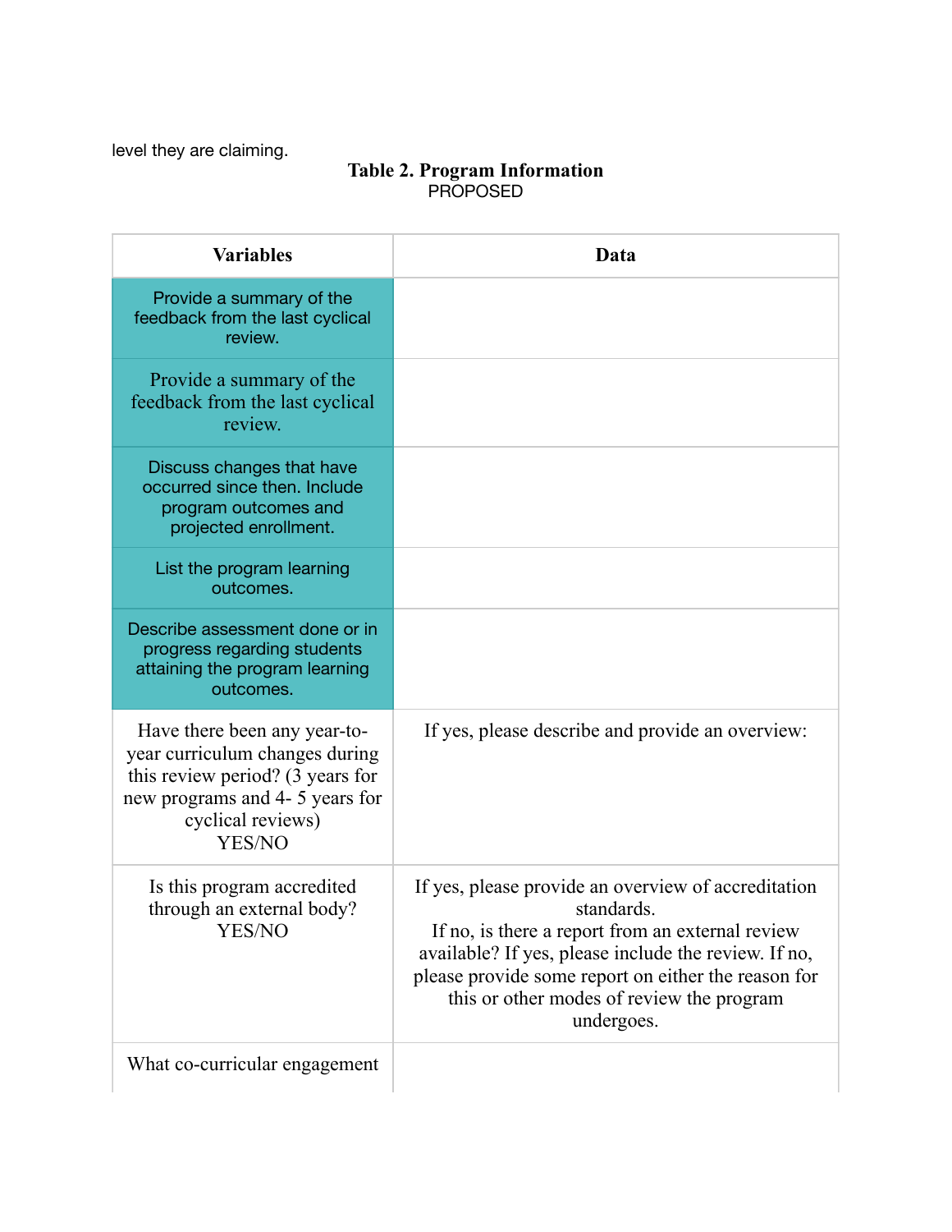level they are claiming.

**Table 2. Program Information**

PROPOSED

| Variables | Data |
|---|---|
| Provide a summary of the feedback from the last cyclical review. | |
| Provide a summary of the feedback from the last cyclical review. | |
| Discuss changes that have occurred since then. Include program outcomes and projected enrollment. | |
| List the program learning outcomes. | |
| Describe assessment done or in progress regarding students attaining the program learning outcomes. | |
| Have there been any year-to-year curriculum changes during this review period? (3 years for new programs and 4- 5 years for cyclical reviews) YES/NO | If yes, please describe and provide an overview: |
| Is this program accredited through an external body? YES/NO | If yes, please provide an overview of accreditation standards. If no, is there a report from an external review available? If yes, please include the review. If no, please provide some report on either the reason for this or other modes of review the program undergoes. |
| What co-curricular engagement | |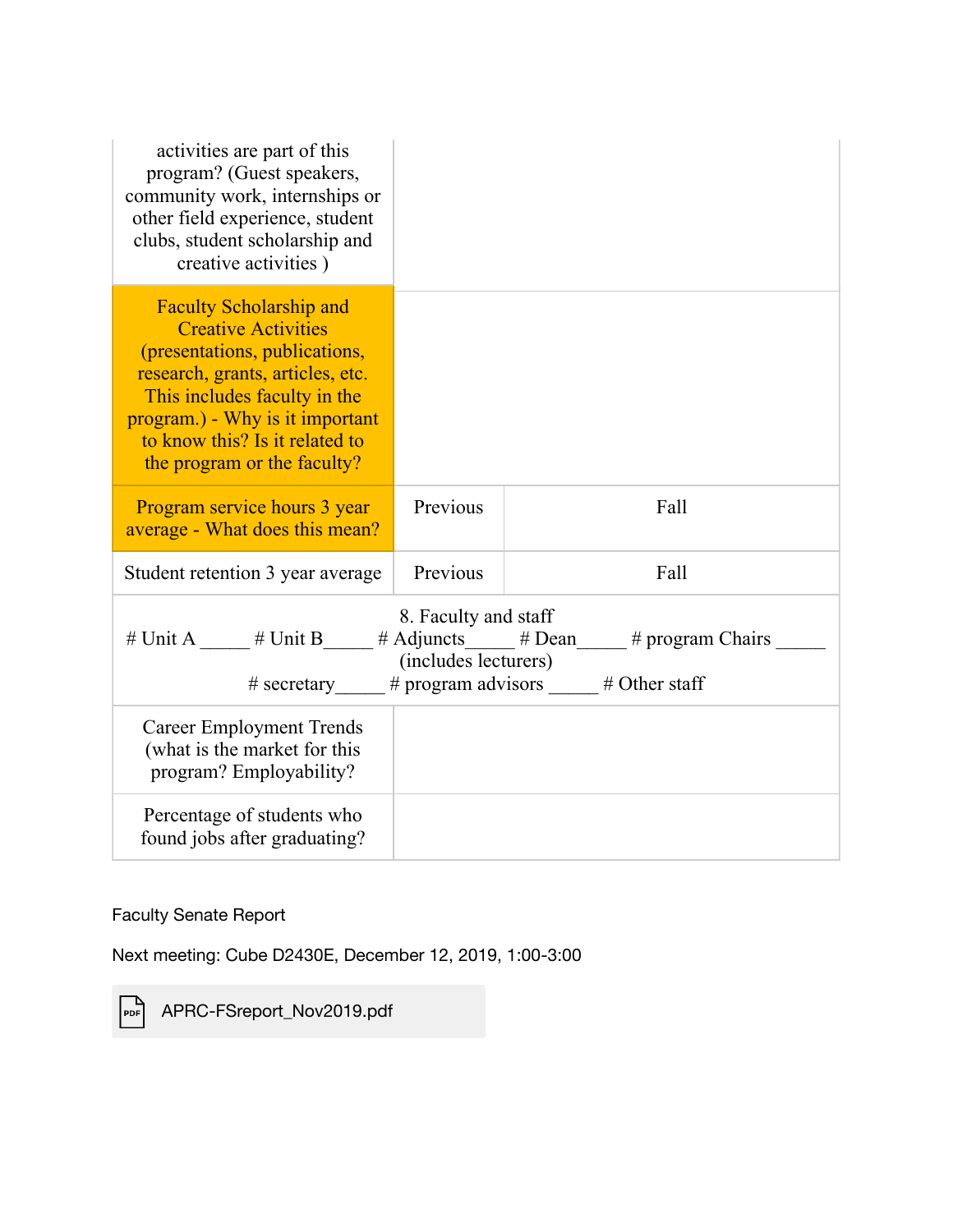| | | |
|---|---|---|
| activities are part of this program? (Guest speakers, community work, internships or other field experience, student clubs, student scholarship and creative activities ) | | |
| Faculty Scholarship and Creative Activities (presentations, publications, research, grants, articles, etc. This includes faculty in the program.) - Why is it important to know this? Is it related to the program or the faculty? | | |
| Program service hours 3 year average - What does this mean? | Previous | Fall |
| Student retention 3 year average | Previous | Fall |
| 8. Faculty and staff<br># Unit A _____ # Unit B_____ # Adjuncts_____ # Dean_____ # program Chairs _____ (includes lecturers)<br># secretary_____ # program advisors _____ # Other staff | | |
| Career Employment Trends (what is the market for this program? Employability? | | |
| Percentage of students who found jobs after graduating? | | |

Faculty Senate Report

Next meeting: Cube D2430E, December 12, 2019, 1:00-3:00

APRC-FSreport_Nov2019.pdf